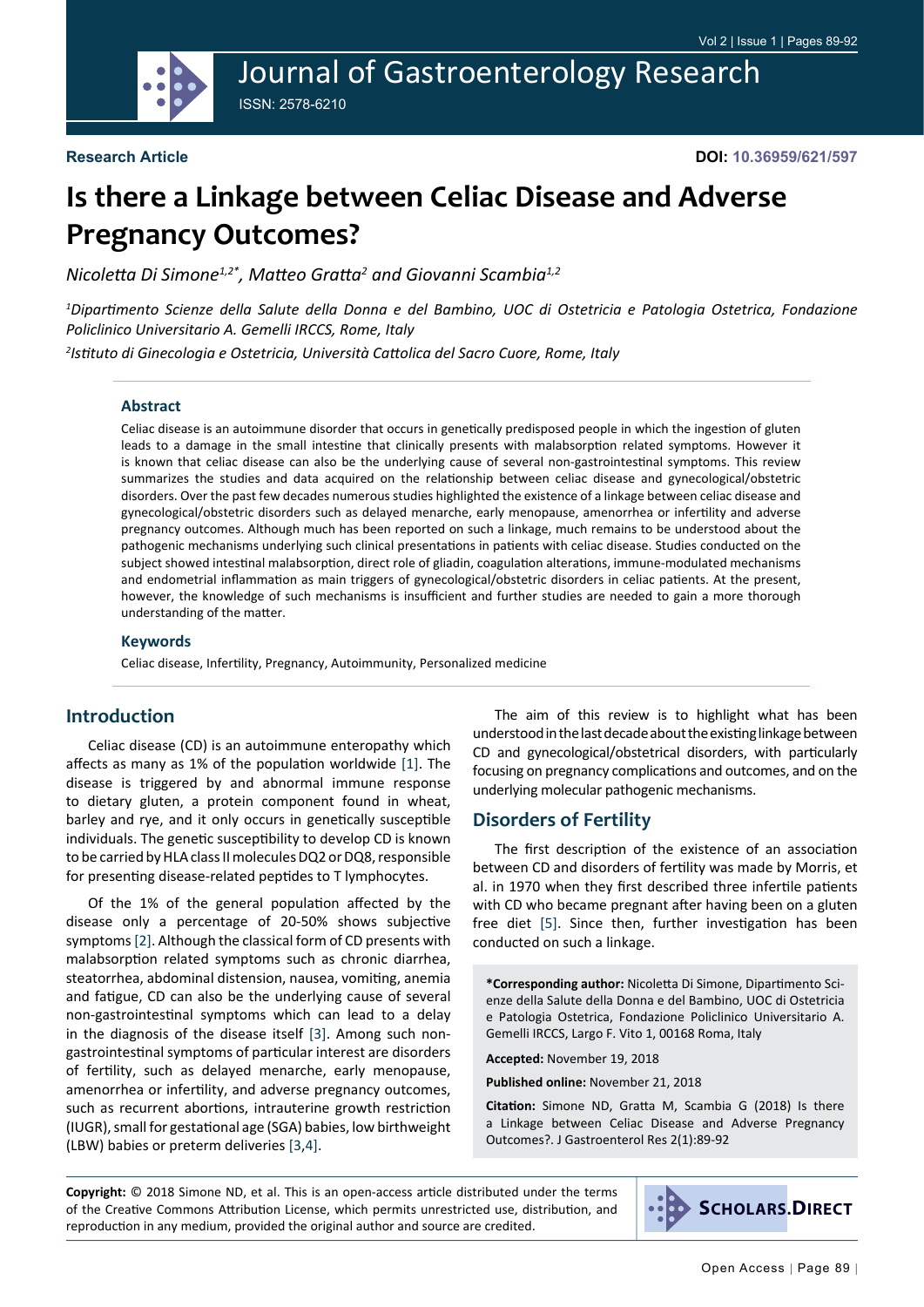Research Article

DOI: 10.36959/621/597

# Is there a Linkage between Celiac Disease and Adverse Pregnancy Outcomes?

*Nicoletta Di Simone[1,2*], Matteo Gratta[2] and Giovanni Scambia[1,2]*

*[1]Dipartimento Scienze della Salute della Donna e del Bambino, UOC di Ostetricia e Patologia Ostetrica, Fondazione Policlinico Universitario A. Gemelli IRCCS, Rome, Italy*

*[2]Istituto di Ginecologia e Ostetricia, Università Cattolica del Sacro Cuore, Rome, Italy*

### Abstract

Celiac disease is an autoimmune disorder that occurs in genetically predisposed people in which the ingestion of gluten leads to a damage in the small intestine that clinically presents with malabsorption related symptoms. However it is known that celiac disease can also be the underlying cause of several non-gastrointestinal symptoms. This review summarizes the studies and data acquired on the relationship between celiac disease and gynecological/obstetric disorders. Over the past few decades numerous studies highlighted the existence of a linkage between celiac disease and gynecological/obstetric disorders such as delayed menarche, early menopause, amenorrhea or infertility and adverse pregnancy outcomes. Although much has been reported on such a linkage, much remains to be understood about the pathogenic mechanisms underlying such clinical presentations in patients with celiac disease. Studies conducted on the subject showed intestinal malabsorption, direct role of gliadin, coagulation alterations, immune-modulated mechanisms and endometrial inflammation as main triggers of gynecological/obstetric disorders in celiac patients. At the present, however, the knowledge of such mechanisms is insufficient and further studies are needed to gain a more thorough understanding of the matter.

### Keywords

Celiac disease, Infertility, Pregnancy, Autoimmunity, Personalized medicine

## Introduction

Celiac disease (CD) is an autoimmune enteropathy which affects as many as 1% of the population worldwide [1]. The disease is triggered by and abnormal immune response to dietary gluten, a protein component found in wheat, barley and rye, and it only occurs in genetically susceptible individuals. The genetic susceptibility to develop CD is known to be carried by HLA class II molecules DQ2 or DQ8, responsible for presenting disease-related peptides to T lymphocytes.

Of the 1% of the general population affected by the disease only a percentage of 20-50% shows subjective symptoms [2]. Although the classical form of CD presents with malabsorption related symptoms such as chronic diarrhea, steatorrhea, abdominal distension, nausea, vomiting, anemia and fatigue, CD can also be the underlying cause of several non-gastrointestinal symptoms which can lead to a delay in the diagnosis of the disease itself [3]. Among such non-gastrointestinal symptoms of particular interest are disorders of fertility, such as delayed menarche, early menopause, amenorrhea or infertility, and adverse pregnancy outcomes, such as recurrent abortions, intrauterine growth restriction (IUGR), small for gestational age (SGA) babies, low birthweight (LBW) babies or preterm deliveries [3,4].

The aim of this review is to highlight what has been understood in the last decade about the existing linkage between CD and gynecological/obstetrical disorders, with particularly focusing on pregnancy complications and outcomes, and on the underlying molecular pathogenic mechanisms.

## Disorders of Fertility

The first description of the existence of an association between CD and disorders of fertility was made by Morris, et al. in 1970 when they first described three infertile patients with CD who became pregnant after having been on a gluten free diet [5]. Since then, further investigation has been conducted on such a linkage.

**\*Corresponding author:** Nicoletta Di Simone, Dipartimento Scienze della Salute della Donna e del Bambino, UOC di Ostetricia e Patologia Ostetrica, Fondazione Policlinico Universitario A. Gemelli IRCCS, Largo F. Vito 1, 00168 Roma, Italy

**Accepted:** November 19, 2018

**Published online:** November 21, 2018

**Citation:** Simone ND, Gratta M, Scambia G (2018) Is there a Linkage between Celiac Disease and Adverse Pregnancy Outcomes?. J Gastroenterol Res 2(1):89-92

**Copyright:** © 2018 Simone ND, et al. This is an open-access article distributed under the terms of the Creative Commons Attribution License, which permits unrestricted use, distribution, and reproduction in any medium, provided the original author and source are credited.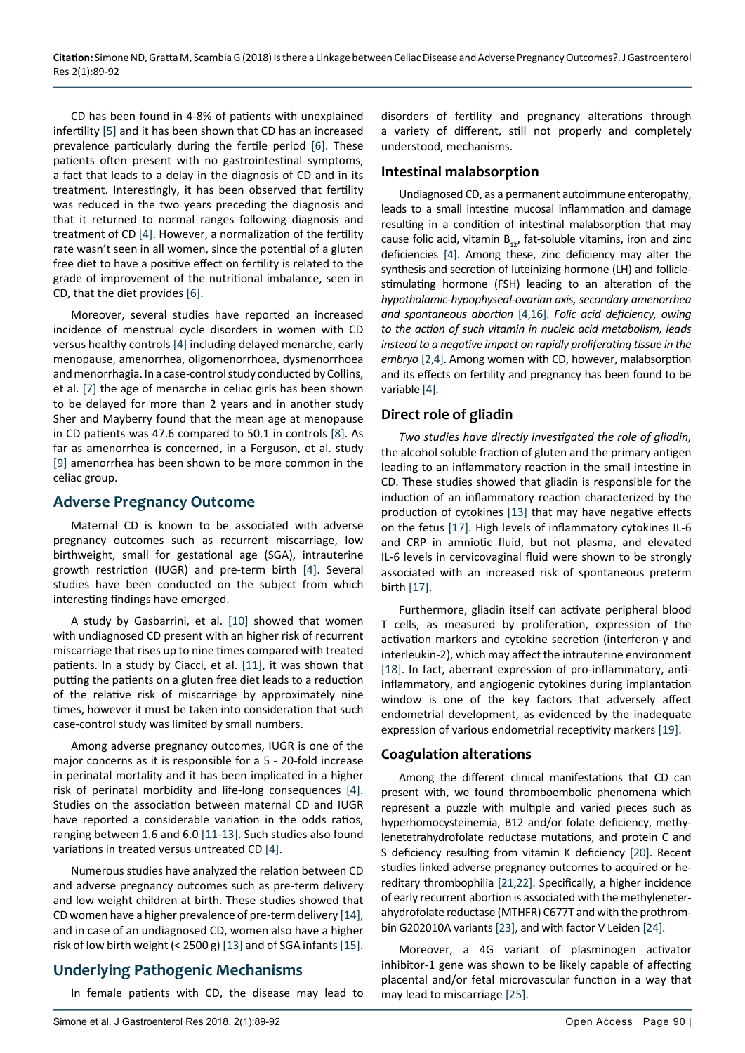CD has been found in 4-8% of patients with unexplained infertility [5] and it has been shown that CD has an increased prevalence particularly during the fertile period [6]. These patients often present with no gastrointestinal symptoms, a fact that leads to a delay in the diagnosis of CD and in its treatment. Interestingly, it has been observed that fertility was reduced in the two years preceding the diagnosis and that it returned to normal ranges following diagnosis and treatment of CD [4]. However, a normalization of the fertility rate wasn't seen in all women, since the potential of a gluten free diet to have a positive effect on fertility is related to the grade of improvement of the nutritional imbalance, seen in CD, that the diet provides [6].

Moreover, several studies have reported an increased incidence of menstrual cycle disorders in women with CD versus healthy controls [4] including delayed menarche, early menopause, amenorrhea, oligomenorrhoea, dysmenorrhoea and menorrhagia. In a case-control study conducted by Collins, et al. [7] the age of menarche in celiac girls has been shown to be delayed for more than 2 years and in another study Sher and Mayberry found that the mean age at menopause in CD patients was 47.6 compared to 50.1 in controls [8]. As far as amenorrhea is concerned, in a Ferguson, et al. study [9] amenorrhea has been shown to be more common in the celiac group.

## Adverse Pregnancy Outcome

Maternal CD is known to be associated with adverse pregnancy outcomes such as recurrent miscarriage, low birthweight, small for gestational age (SGA), intrauterine growth restriction (IUGR) and pre-term birth [4]. Several studies have been conducted on the subject from which interesting findings have emerged.

A study by Gasbarrini, et al. [10] showed that women with undiagnosed CD present with an higher risk of recurrent miscarriage that rises up to nine times compared with treated patients. In a study by Ciacci, et al. [11], it was shown that putting the patients on a gluten free diet leads to a reduction of the relative risk of miscarriage by approximately nine times, however it must be taken into consideration that such case-control study was limited by small numbers.

Among adverse pregnancy outcomes, IUGR is one of the major concerns as it is responsible for a 5 - 20-fold increase in perinatal mortality and it has been implicated in a higher risk of perinatal morbidity and life-long consequences [4]. Studies on the association between maternal CD and IUGR have reported a considerable variation in the odds ratios, ranging between 1.6 and 6.0 [11-13]. Such studies also found variations in treated versus untreated CD [4].

Numerous studies have analyzed the relation between CD and adverse pregnancy outcomes such as pre-term delivery and low weight children at birth. These studies showed that CD women have a higher prevalence of pre-term delivery [14], and in case of an undiagnosed CD, women also have a higher risk of low birth weight (< 2500 g) [13] and of SGA infants [15].

## Underlying Pathogenic Mechanisms

In female patients with CD, the disease may lead to disorders of fertility and pregnancy alterations through a variety of different, still not properly and completely understood, mechanisms.

### Intestinal malabsorption

Undiagnosed CD, as a permanent autoimmune enteropathy, leads to a small intestine mucosal inflammation and damage resulting in a condition of intestinal malabsorption that may cause folic acid, vitamin $B_{12}$, fat-soluble vitamins, iron and zinc deficiencies [4]. Among these, zinc deficiency may alter the synthesis and secretion of luteinizing hormone (LH) and follicle-stimulating hormone (FSH) leading to an alteration of the *hypothalamic-hypophyseal-ovarian axis, secondary amenorrhea and spontaneous abortion* [4,16]. *Folic acid deficiency, owing to the action of such vitamin in nucleic acid metabolism, leads instead to a negative impact on rapidly proliferating tissue in the embryo* [2,4]. Among women with CD, however, malabsorption and its effects on fertility and pregnancy has been found to be variable [4].

### Direct role of gliadin

*Two studies have directly investigated the role of gliadin,* the alcohol soluble fraction of gluten and the primary antigen leading to an inflammatory reaction in the small intestine in CD. These studies showed that gliadin is responsible for the induction of an inflammatory reaction characterized by the production of cytokines [13] that may have negative effects on the fetus [17]. High levels of inflammatory cytokines IL-6 and CRP in amniotic fluid, but not plasma, and elevated IL-6 levels in cervicovaginal fluid were shown to be strongly associated with an increased risk of spontaneous preterm birth [17].

Furthermore, gliadin itself can activate peripheral blood T cells, as measured by proliferation, expression of the activation markers and cytokine secretion (interferon-γ and interleukin-2), which may affect the intrauterine environment [18]. In fact, aberrant expression of pro-inflammatory, anti-inflammatory, and angiogenic cytokines during implantation window is one of the key factors that adversely affect endometrial development, as evidenced by the inadequate expression of various endometrial receptivity markers [19].

### Coagulation alterations

Among the different clinical manifestations that CD can present with, we found thromboembolic phenomena which represent a puzzle with multiple and varied pieces such as hyperhomocysteinemia, B12 and/or folate deficiency, methylenetetrahydrofolate reductase mutations, and protein C and S deficiency resulting from vitamin K deficiency [20]. Recent studies linked adverse pregnancy outcomes to acquired or hereditary thrombophilia [21,22]. Specifically, a higher incidence of early recurrent abortion is associated with the methylenetetrahydrofolate reductase (MTHFR) C677T and with the prothrombin G202010A variants [23], and with factor V Leiden [24].

Moreover, a 4G variant of plasminogen activator inhibitor-1 gene was shown to be likely capable of affecting placental and/or fetal microvascular function in a way that may lead to miscarriage [25].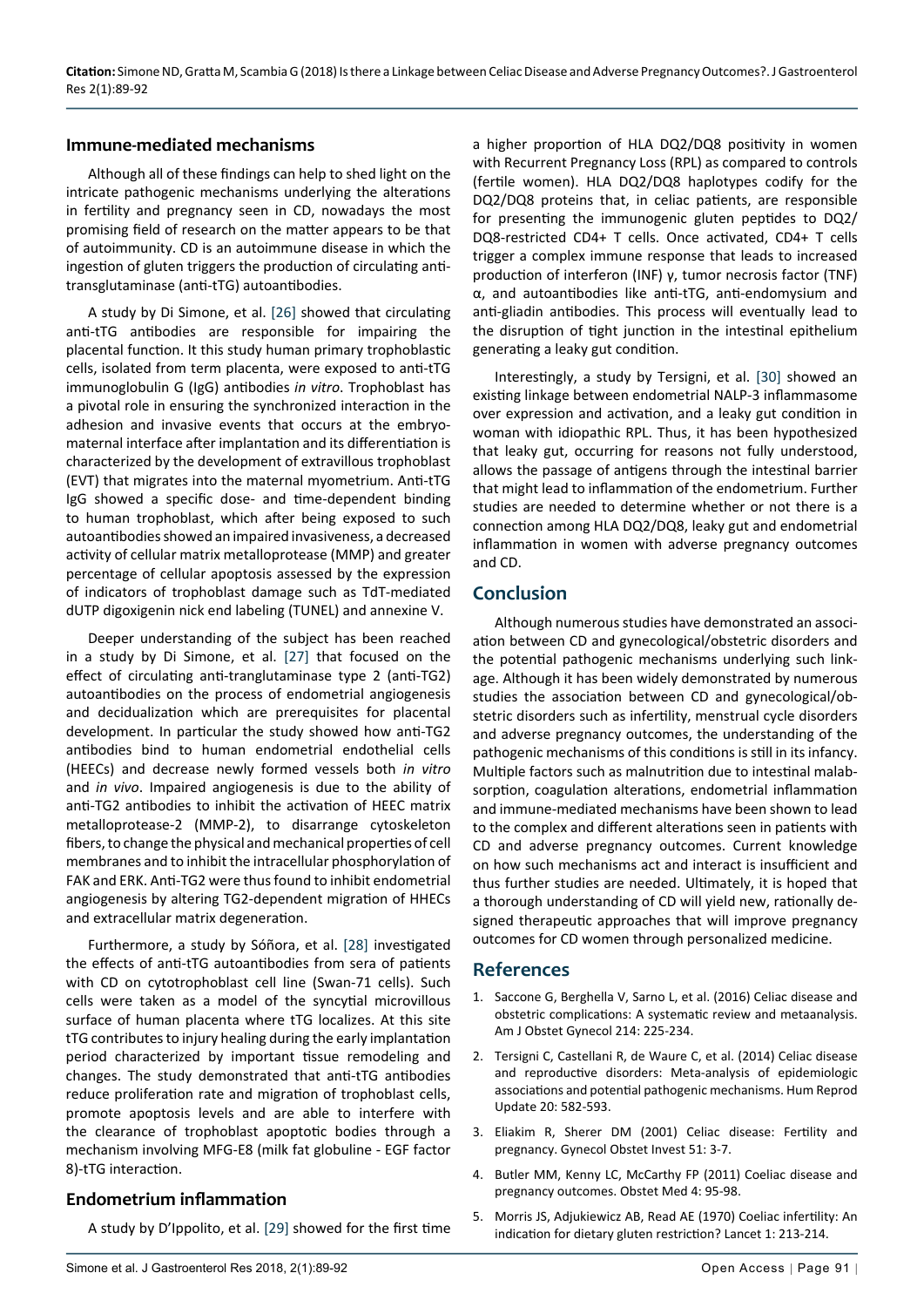## Immune-mediated mechanisms

Although all of these findings can help to shed light on the intricate pathogenic mechanisms underlying the alterations in fertility and pregnancy seen in CD, nowadays the most promising field of research on the matter appears to be that of autoimmunity. CD is an autoimmune disease in which the ingestion of gluten triggers the production of circulating anti-transglutaminase (anti-tTG) autoantibodies.

A study by Di Simone, et al. [26] showed that circulating anti-tTG antibodies are responsible for impairing the placental function. It this study human primary trophoblastic cells, isolated from term placenta, were exposed to anti-tTG immunoglobulin G (IgG) antibodies *in vitro*. Trophoblast has a pivotal role in ensuring the synchronized interaction in the adhesion and invasive events that occurs at the embryo-maternal interface after implantation and its differentiation is characterized by the development of extravillous trophoblast (EVT) that migrates into the maternal myometrium. Anti-tTG IgG showed a specific dose- and time-dependent binding to human trophoblast, which after being exposed to such autoantibodies showed an impaired invasiveness, a decreased activity of cellular matrix metalloprotease (MMP) and greater percentage of cellular apoptosis assessed by the expression of indicators of trophoblast damage such as TdT-mediated dUTP digoxigenin nick end labeling (TUNEL) and annexine V.

Deeper understanding of the subject has been reached in a study by Di Simone, et al. [27] that focused on the effect of circulating anti-tranglutaminase type 2 (anti-TG2) autoantibodies on the process of endometrial angiogenesis and decidualization which are prerequisites for placental development. In particular the study showed how anti-TG2 antibodies bind to human endometrial endothelial cells (HEECs) and decrease newly formed vessels both *in vitro* and *in vivo*. Impaired angiogenesis is due to the ability of anti-TG2 antibodies to inhibit the activation of HEEC matrix metalloprotease-2 (MMP-2), to disarrange cytoskeleton fibers, to change the physical and mechanical properties of cell membranes and to inhibit the intracellular phosphorylation of FAK and ERK. Anti-TG2 were thus found to inhibit endometrial angiogenesis by altering TG2-dependent migration of HHECs and extracellular matrix degeneration.

Furthermore, a study by Sóñora, et al. [28] investigated the effects of anti-tTG autoantibodies from sera of patients with CD on cytotrophoblast cell line (Swan-71 cells). Such cells were taken as a model of the syncytial microvillous surface of human placenta where tTG localizes. At this site tTG contributes to injury healing during the early implantation period characterized by important tissue remodeling and changes. The study demonstrated that anti-tTG antibodies reduce proliferation rate and migration of trophoblast cells, promote apoptosis levels and are able to interfere with the clearance of trophoblast apoptotic bodies through a mechanism involving MFG-E8 (milk fat globuline - EGF factor 8)-tTG interaction.

## Endometrium inflammation

A study by D'Ippolito, et al. [29] showed for the first time a higher proportion of HLA DQ2/DQ8 positivity in women with Recurrent Pregnancy Loss (RPL) as compared to controls (fertile women). HLA DQ2/DQ8 haplotypes codify for the DQ2/DQ8 proteins that, in celiac patients, are responsible for presenting the immunogenic gluten peptides to DQ2/DQ8-restricted CD4+ T cells. Once activated, CD4+ T cells trigger a complex immune response that leads to increased production of interferon (INF) γ, tumor necrosis factor (TNF) α, and autoantibodies like anti-tTG, anti-endomysium and anti-gliadin antibodies. This process will eventually lead to the disruption of tight junction in the intestinal epithelium generating a leaky gut condition.

Interestingly, a study by Tersigni, et al. [30] showed an existing linkage between endometrial NALP-3 inflammasome over expression and activation, and a leaky gut condition in woman with idiopathic RPL. Thus, it has been hypothesized that leaky gut, occurring for reasons not fully understood, allows the passage of antigens through the intestinal barrier that might lead to inflammation of the endometrium. Further studies are needed to determine whether or not there is a connection among HLA DQ2/DQ8, leaky gut and endometrial inflammation in women with adverse pregnancy outcomes and CD.

## Conclusion

Although numerous studies have demonstrated an association between CD and gynecological/obstetric disorders and the potential pathogenic mechanisms underlying such linkage. Although it has been widely demonstrated by numerous studies the association between CD and gynecological/obstetric disorders such as infertility, menstrual cycle disorders and adverse pregnancy outcomes, the understanding of the pathogenic mechanisms of this conditions is still in its infancy. Multiple factors such as malnutrition due to intestinal malabsorption, coagulation alterations, endometrial inflammation and immune-mediated mechanisms have been shown to lead to the complex and different alterations seen in patients with CD and adverse pregnancy outcomes. Current knowledge on how such mechanisms act and interact is insufficient and thus further studies are needed. Ultimately, it is hoped that a thorough understanding of CD will yield new, rationally designed therapeutic approaches that will improve pregnancy outcomes for CD women through personalized medicine.

## References

1. Saccone G, Berghella V, Sarno L, et al. (2016) Celiac disease and obstetric complications: A systematic review and metaanalysis. Am J Obstet Gynecol 214: 225-234.
2. Tersigni C, Castellani R, de Waure C, et al. (2014) Celiac disease and reproductive disorders: Meta-analysis of epidemiologic associations and potential pathogenic mechanisms. Hum Reprod Update 20: 582-593.
3. Eliakim R, Sherer DM (2001) Celiac disease: Fertility and pregnancy. Gynecol Obstet Invest 51: 3-7.
4. Butler MM, Kenny LC, McCarthy FP (2011) Coeliac disease and pregnancy outcomes. Obstet Med 4: 95-98.
5. Morris JS, Adjukiewicz AB, Read AE (1970) Coeliac infertility: An indication for dietary gluten restriction? Lancet 1: 213-214.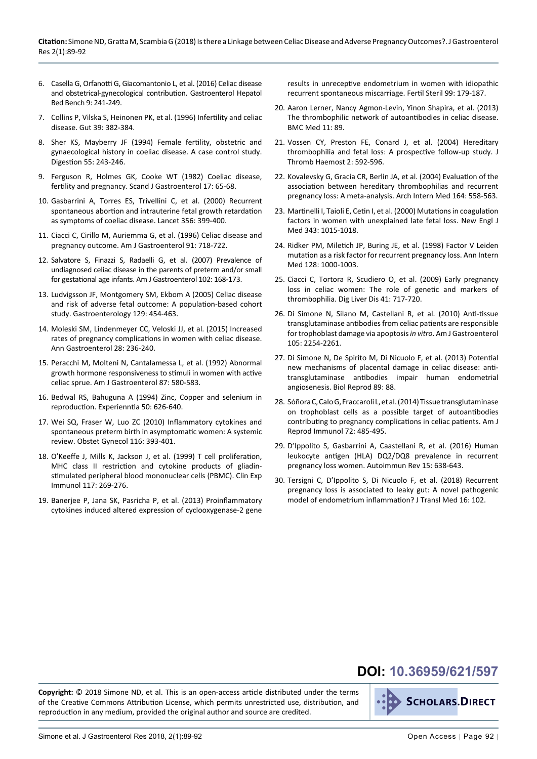6. Casella G, Orfanotti G, Giacomantonio L, et al. (2016) Celiac disease and obstetrical-gynecological contribution. Gastroenterol Hepatol Bed Bench 9: 241-249.
7. Collins P, Vilska S, Heinonen PK, et al. (1996) Infertility and celiac disease. Gut 39: 382-384.
8. Sher KS, Mayberry JF (1994) Female fertility, obstetric and gynaecological history in coeliac disease. A case control study. Digestion 55: 243-246.
9. Ferguson R, Holmes GK, Cooke WT (1982) Coeliac disease, fertility and pregnancy. Scand J Gastroenterol 17: 65-68.
10. Gasbarrini A, Torres ES, Trivellini C, et al. (2000) Recurrent spontaneous abortion and intrauterine fetal growth retardation as symptoms of coeliac disease. Lancet 356: 399-400.
11. Ciacci C, Cirillo M, Auriemma G, et al. (1996) Celiac disease and pregnancy outcome. Am J Gastroenterol 91: 718-722.
12. Salvatore S, Finazzi S, Radaelli G, et al. (2007) Prevalence of undiagnosed celiac disease in the parents of preterm and/or small for gestational age infants. Am J Gastroenterol 102: 168-173.
13. Ludvigsson JF, Montgomery SM, Ekbom A (2005) Celiac disease and risk of adverse fetal outcome: A population-based cohort study. Gastroenterology 129: 454-463.
14. Moleski SM, Lindenmeyer CC, Veloski JJ, et al. (2015) Increased rates of pregnancy complications in women with celiac disease. Ann Gastroenterol 28: 236-240.
15. Peracchi M, Molteni N, Cantalamessa L, et al. (1992) Abnormal growth hormone responsiveness to stimuli in women with active celiac sprue. Am J Gastroenterol 87: 580-583.
16. Bedwal RS, Bahuguna A (1994) Zinc, Copper and selenium in reproduction. Experienntia 50: 626-640.
17. Wei SQ, Fraser W, Luo ZC (2010) Inflammatory cytokines and spontaneous preterm birth in asymptomatic women: A systemic review. Obstet Gynecol 116: 393-401.
18. O'Keeffe J, Mills K, Jackson J, et al. (1999) T cell proliferation, MHC class II restriction and cytokine products of gliadin-stimulated peripheral blood mononuclear cells (PBMC). Clin Exp Immunol 117: 269-276.
19. Banerjee P, Jana SK, Pasricha P, et al. (2013) Proinflammatory cytokines induced altered expression of cyclooxygenase-2 gene results in unreceptive endometrium in women with idiopathic recurrent spontaneous miscarriage. Fertil Steril 99: 179-187.
20. Aaron Lerner, Nancy Agmon-Levin, Yinon Shapira, et al. (2013) The thrombophilic network of autoantibodies in celiac disease. BMC Med 11: 89.
21. Vossen CY, Preston FE, Conard J, et al. (2004) Hereditary thrombophilia and fetal loss: A prospective follow-up study. J Thromb Haemost 2: 592-596.
22. Kovalevsky G, Gracia CR, Berlin JA, et al. (2004) Evaluation of the association between hereditary thrombophilias and recurrent pregnancy loss: A meta-analysis. Arch Intern Med 164: 558-563.
23. Martinelli I, Taioli E, Cetin I, et al. (2000) Mutations in coagulation factors in women with unexplained late fetal loss. New Engl J Med 343: 1015-1018.
24. Ridker PM, Miletich JP, Buring JE, et al. (1998) Factor V Leiden mutation as a risk factor for recurrent pregnancy loss. Ann Intern Med 128: 1000-1003.
25. Ciacci C, Tortora R, Scudiero O, et al. (2009) Early pregnancy loss in celiac women: The role of genetic and markers of thrombophilia. Dig Liver Dis 41: 717-720.
26. Di Simone N, Silano M, Castellani R, et al. (2010) Anti-tissue transglutaminase antibodies from celiac patients are responsible for trophoblast damage via apoptosis *in vitro*. Am J Gastroenterol 105: 2254-2261.
27. Di Simone N, De Spirito M, Di Nicuolo F, et al. (2013) Potential new mechanisms of placental damage in celiac disease: anti-transglutaminase antibodies impair human endometrial angiosenesis. Biol Reprod 89: 88.
28. Sóñora C, Calo G, Fraccaroli L, et al. (2014) Tissue transglutaminase on trophoblast cells as a possible target of autoantibodies contributing to pregnancy complications in celiac patients. Am J Reprod Immunol 72: 485-495.
29. D'Ippolito S, Gasbarrini A, Caastellani R, et al. (2016) Human leukocyte antigen (HLA) DQ2/DQ8 prevalence in recurrent pregnancy loss women. Autoimmun Rev 15: 638-643.
30. Tersigni C, D'Ippolito S, Di Nicuolo F, et al. (2018) Recurrent pregnancy loss is associated to leaky gut: A novel pathogenic model of endometrium inflammation? J Transl Med 16: 102.

**DOI: 10.36959/621/597**

**Copyright:** © 2018 Simone ND, et al. This is an open-access article distributed under the terms of the Creative Commons Attribution License, which permits unrestricted use, distribution, and reproduction in any medium, provided the original author and source are credited.